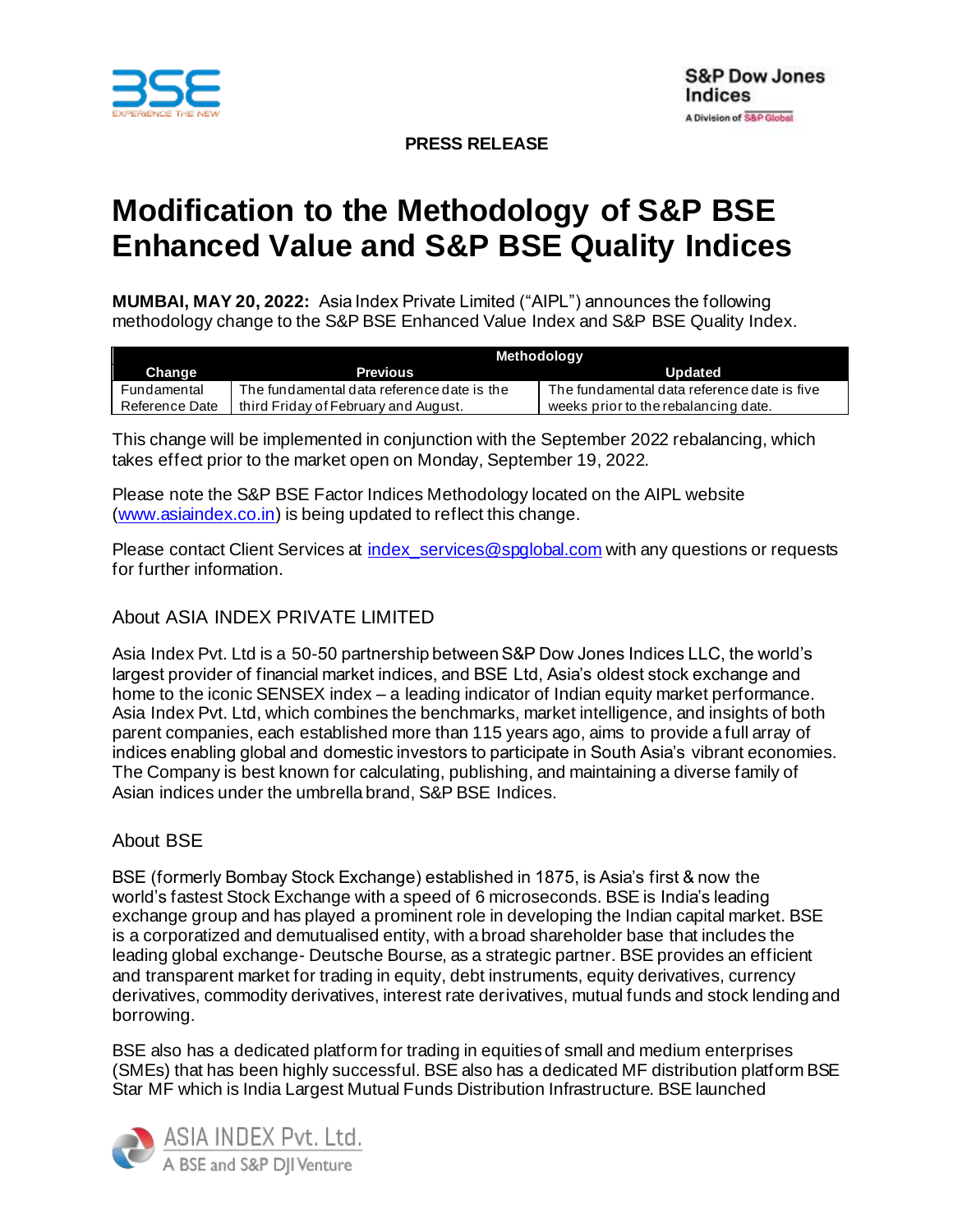**PRESS RELEASE**

# Modification to the Methodology of S&P BSE Enhanced Value and S&P BSE Quality Indices

**MUMBAI, MAY 20, 2022:** Asia Index Private Limited ("AIPL") announces the following methodology change to the S&P BSE Enhanced Value Index and S&P BSE Quality Index.

| | Methodology | |
|---|---|---|
| **Change** | **Previous** | **Updated** |
| Fundamental Reference Date | The fundamental data reference date is the third Friday of February and August. | The fundamental data reference date is five weeks prior to the rebalancing date. |

This change will be implemented in conjunction with the September 2022 rebalancing, which takes effect prior to the market open on Monday, September 19, 2022.

Please note the S&P BSE Factor Indices Methodology located on the AIPL website (www.asiaindex.co.in) is being updated to reflect this change.

Please contact Client Services at index_services@spglobal.com with any questions or requests for further information.

## About ASIA INDEX PRIVATE LIMITED

Asia Index Pvt. Ltd is a 50-50 partnership between S&P Dow Jones Indices LLC, the world's largest provider of financial market indices, and BSE Ltd, Asia's oldest stock exchange and home to the iconic SENSEX index – a leading indicator of Indian equity market performance. Asia Index Pvt. Ltd, which combines the benchmarks, market intelligence, and insights of both parent companies, each established more than 115 years ago, aims to provide a full array of indices enabling global and domestic investors to participate in South Asia's vibrant economies. The Company is best known for calculating, publishing, and maintaining a diverse family of Asian indices under the umbrella brand, S&P BSE Indices.

## About BSE

BSE (formerly Bombay Stock Exchange) established in 1875, is Asia's first & now the world's fastest Stock Exchange with a speed of 6 microseconds. BSE is India's leading exchange group and has played a prominent role in developing the Indian capital market. BSE is a corporatized and demutualised entity, with a broad shareholder base that includes the leading global exchange- Deutsche Bourse, as a strategic partner. BSE provides an efficient and transparent market for trading in equity, debt instruments, equity derivatives, currency derivatives, commodity derivatives, interest rate derivatives, mutual funds and stock lending and borrowing.

BSE also has a dedicated platform for trading in equities of small and medium enterprises (SMEs) that has been highly successful. BSE also has a dedicated MF distribution platform BSE Star MF which is India Largest Mutual Funds Distribution Infrastructure. BSE launched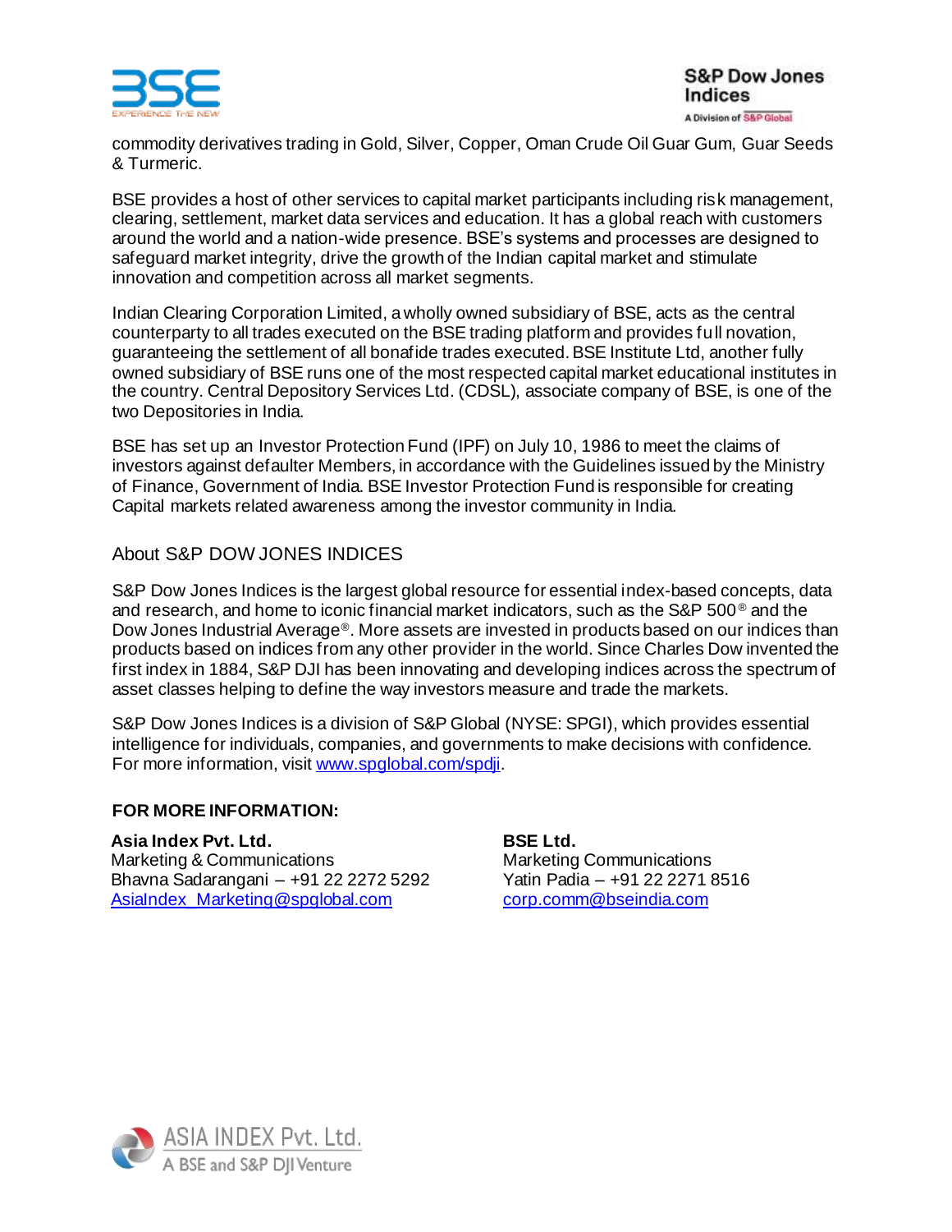commodity derivatives trading in Gold, Silver, Copper, Oman Crude Oil Guar Gum, Guar Seeds & Turmeric.

BSE provides a host of other services to capital market participants including risk management, clearing, settlement, market data services and education. It has a global reach with customers around the world and a nation-wide presence. BSE's systems and processes are designed to safeguard market integrity, drive the growth of the Indian capital market and stimulate innovation and competition across all market segments.

Indian Clearing Corporation Limited, a wholly owned subsidiary of BSE, acts as the central counterparty to all trades executed on the BSE trading platform and provides full novation, guaranteeing the settlement of all bonafide trades executed. BSE Institute Ltd, another fully owned subsidiary of BSE runs one of the most respected capital market educational institutes in the country. Central Depository Services Ltd. (CDSL), associate company of BSE, is one of the two Depositories in India.

BSE has set up an Investor Protection Fund (IPF) on July 10, 1986 to meet the claims of investors against defaulter Members, in accordance with the Guidelines issued by the Ministry of Finance, Government of India. BSE Investor Protection Fund is responsible for creating Capital markets related awareness among the investor community in India.

## About S&P DOW JONES INDICES

S&P Dow Jones Indices is the largest global resource for essential index-based concepts, data and research, and home to iconic financial market indicators, such as the S&P 500® and the Dow Jones Industrial Average®. More assets are invested in products based on our indices than products based on indices from any other provider in the world. Since Charles Dow invented the first index in 1884, S&P DJI has been innovating and developing indices across the spectrum of asset classes helping to define the way investors measure and trade the markets.

S&P Dow Jones Indices is a division of S&P Global (NYSE: SPGI), which provides essential intelligence for individuals, companies, and governments to make decisions with confidence. For more information, visit www.spglobal.com/spdji.

**FOR MORE INFORMATION:**

**Asia Index Pvt. Ltd.**
Marketing & Communications
Bhavna Sadarangani – +91 22 2272 5292
AsiaIndex_Marketing@spglobal.com

**BSE Ltd.**
Marketing Communications
Yatin Padia – +91 22 2271 8516
corp.comm@bseindia.com